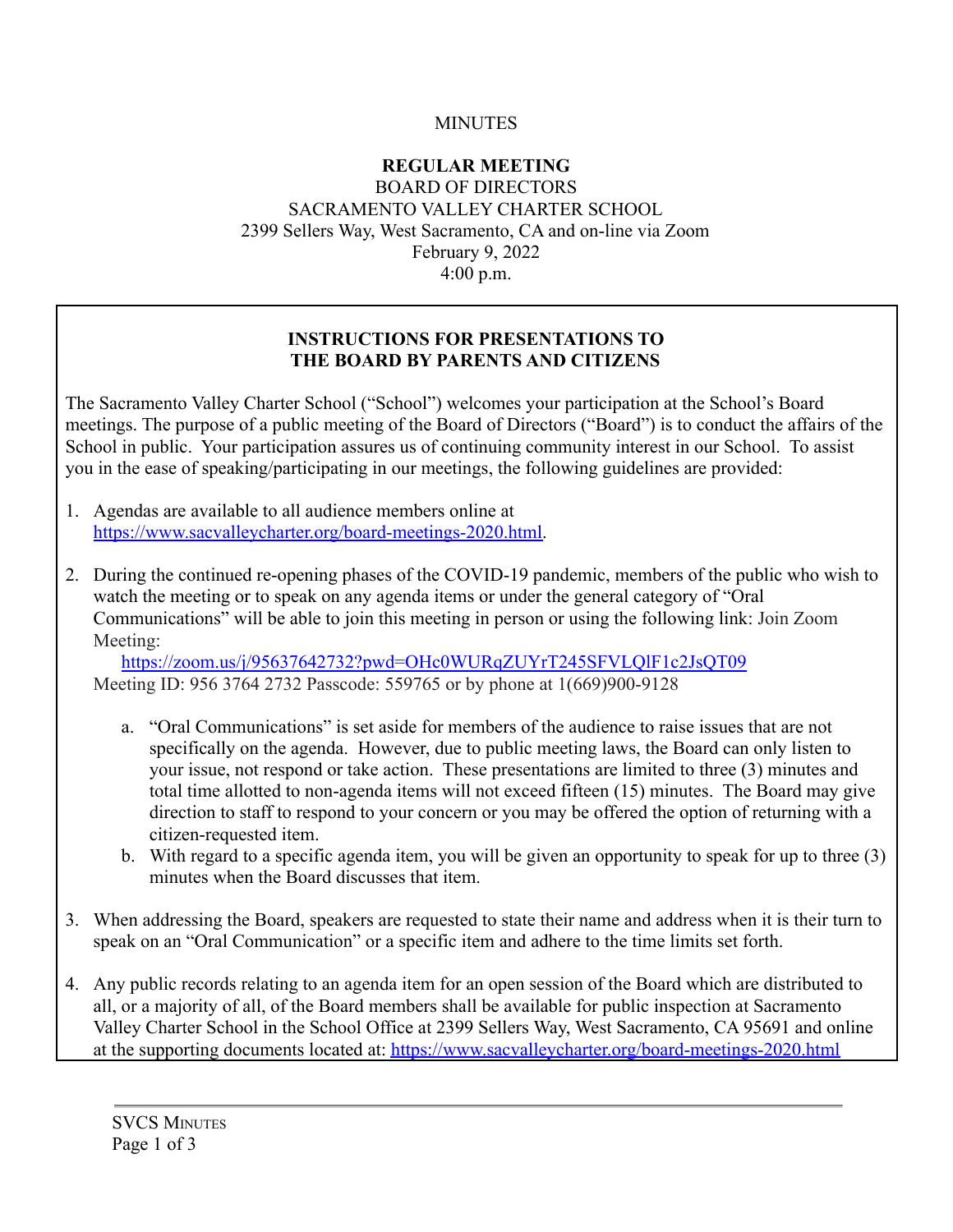MINUTES

**REGULAR MEETING**
BOARD OF DIRECTORS
SACRAMENTO VALLEY CHARTER SCHOOL
2399 Sellers Way, West Sacramento, CA and on-line via Zoom
February 9, 2022
4:00 p.m.

**INSTRUCTIONS FOR PRESENTATIONS TO THE BOARD BY PARENTS AND CITIZENS**

The Sacramento Valley Charter School ("School") welcomes your participation at the School's Board meetings. The purpose of a public meeting of the Board of Directors ("Board") is to conduct the affairs of the School in public. Your participation assures us of continuing community interest in our School. To assist you in the ease of speaking/participating in our meetings, the following guidelines are provided:

1. Agendas are available to all audience members online at https://www.sacvalleycharter.org/board-meetings-2020.html.
2. During the continued re-opening phases of the COVID-19 pandemic, members of the public who wish to watch the meeting or to speak on any agenda items or under the general category of "Oral Communications" will be able to join this meeting in person or using the following link: Join Zoom Meeting:
   https://zoom.us/j/95637642732?pwd=OHc0WURqZUYrT245SFVLQlF1c2JsQT09
   Meeting ID: 956 3764 2732 Passcode: 559765 or by phone at 1(669)900-9128
   a. "Oral Communications" is set aside for members of the audience to raise issues that are not specifically on the agenda. However, due to public meeting laws, the Board can only listen to your issue, not respond or take action. These presentations are limited to three (3) minutes and total time allotted to non-agenda items will not exceed fifteen (15) minutes. The Board may give direction to staff to respond to your concern or you may be offered the option of returning with a citizen-requested item.
   b. With regard to a specific agenda item, you will be given an opportunity to speak for up to three (3) minutes when the Board discusses that item.
3. When addressing the Board, speakers are requested to state their name and address when it is their turn to speak on an "Oral Communication" or a specific item and adhere to the time limits set forth.
4. Any public records relating to an agenda item for an open session of the Board which are distributed to all, or a majority of all, of the Board members shall be available for public inspection at Sacramento Valley Charter School in the School Office at 2399 Sellers Way, West Sacramento, CA 95691 and online at the supporting documents located at: https://www.sacvalleycharter.org/board-meetings-2020.html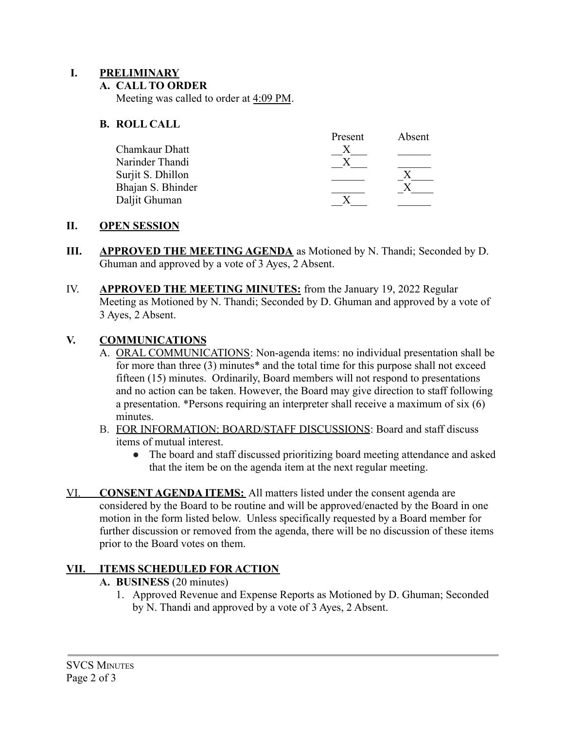## I. PRELIMINARY

### A. CALL TO ORDER

Meeting was called to order at 4:09 PM.

### B. ROLL CALL

| | Present | Absent |
|---|---|---|
| Chamkaur Dhatt | X | |
| Narinder Thandi | X | |
| Surjit S. Dhillon | | X |
| Bhajan S. Bhinder | | X |
| Daljit Ghuman | X | |

## II. OPEN SESSION

## III. APPROVED THE MEETING AGENDA

**APPROVED THE MEETING AGENDA** as Motioned by N. Thandi; Seconded by D. Ghuman and approved by a vote of 3 Ayes, 2 Absent.

## IV. APPROVED THE MEETING MINUTES:

**APPROVED THE MEETING MINUTES:** from the January 19, 2022 Regular Meeting as Motioned by N. Thandi; Seconded by D. Ghuman and approved by a vote of 3 Ayes, 2 Absent.

## V. COMMUNICATIONS

A. ORAL COMMUNICATIONS: Non-agenda items: no individual presentation shall be for more than three (3) minutes* and the total time for this purpose shall not exceed fifteen (15) minutes. Ordinarily, Board members will not respond to presentations and no action can be taken. However, the Board may give direction to staff following a presentation. *Persons requiring an interpreter shall receive a maximum of six (6) minutes.

B. FOR INFORMATION: BOARD/STAFF DISCUSSIONS: Board and staff discuss items of mutual interest.

- The board and staff discussed prioritizing board meeting attendance and asked that the item be on the agenda item at the next regular meeting.

## VI. CONSENT AGENDA ITEMS:

**CONSENT AGENDA ITEMS:** All matters listed under the consent agenda are considered by the Board to be routine and will be approved/enacted by the Board in one motion in the form listed below. Unless specifically requested by a Board member for further discussion or removed from the agenda, there will be no discussion of these items prior to the Board votes on them.

## VII. ITEMS SCHEDULED FOR ACTION

### A. BUSINESS (20 minutes)

1. Approved Revenue and Expense Reports as Motioned by D. Ghuman; Seconded by N. Thandi and approved by a vote of 3 Ayes, 2 Absent.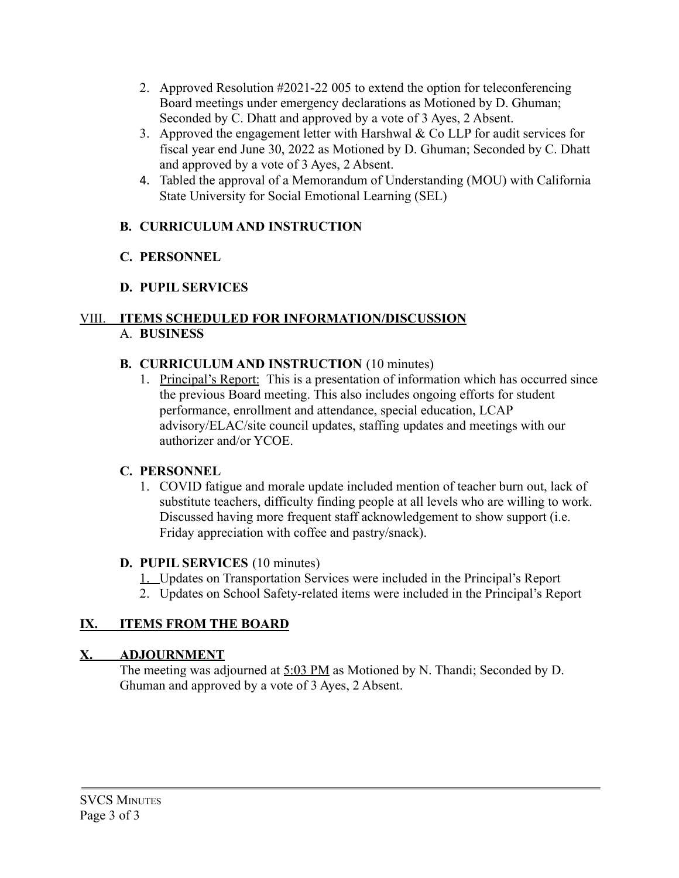2. Approved Resolution #2021-22 005 to extend the option for teleconferencing Board meetings under emergency declarations as Motioned by D. Ghuman; Seconded by C. Dhatt and approved by a vote of 3 Ayes, 2 Absent.
3. Approved the engagement letter with Harshwal & Co LLP for audit services for fiscal year end June 30, 2022 as Motioned by D. Ghuman; Seconded by C. Dhatt and approved by a vote of 3 Ayes, 2 Absent.
4. Tabled the approval of a Memorandum of Understanding (MOU) with California State University for Social Emotional Learning (SEL)

**B. CURRICULUM AND INSTRUCTION**

**C. PERSONNEL**

**D. PUPIL SERVICES**

## VIII. ITEMS SCHEDULED FOR INFORMATION/DISCUSSION

A. **BUSINESS**

**B. CURRICULUM AND INSTRUCTION** (10 minutes)

1. Principal's Report: This is a presentation of information which has occurred since the previous Board meeting. This also includes ongoing efforts for student performance, enrollment and attendance, special education, LCAP advisory/ELAC/site council updates, staffing updates and meetings with our authorizer and/or YCOE.

**C. PERSONNEL**

1. COVID fatigue and morale update included mention of teacher burn out, lack of substitute teachers, difficulty finding people at all levels who are willing to work. Discussed having more frequent staff acknowledgement to show support (i.e. Friday appreciation with coffee and pastry/snack).

**D. PUPIL SERVICES** (10 minutes)

1. Updates on Transportation Services were included in the Principal's Report
2. Updates on School Safety-related items were included in the Principal's Report

## IX. ITEMS FROM THE BOARD

## X. ADJOURNMENT

The meeting was adjourned at 5:03 PM as Motioned by N. Thandi; Seconded by D. Ghuman and approved by a vote of 3 Ayes, 2 Absent.